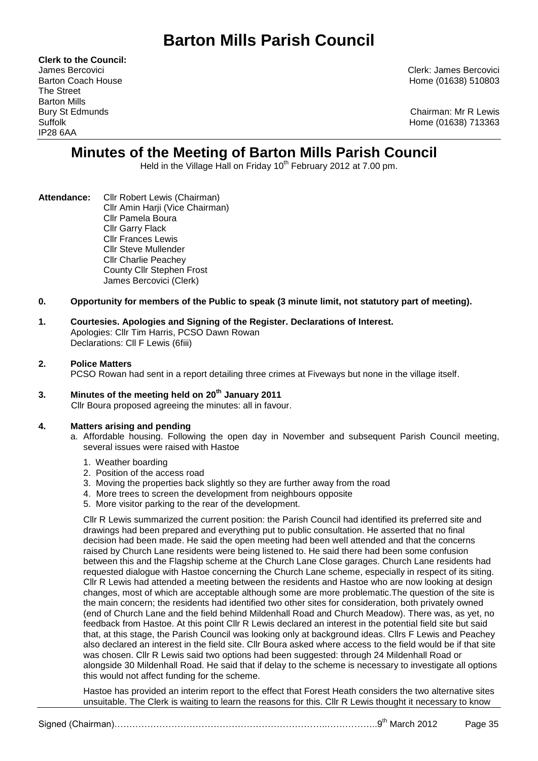# Barton Mills Parish Council

**Clerk to the Council:**
James Bercovici
Barton Coach House
The Street
Barton Mills
Bury St Edmunds
Suffolk
IP28 6AA

Clerk: James Bercovici
Home (01638) 510803

Chairman: Mr R Lewis
Home (01638) 713363

## Minutes of the Meeting of Barton Mills Parish Council

Held in the Village Hall on Friday 10th February 2012 at 7.00 pm.

**Attendance:** Cllr Robert Lewis (Chairman)
Cllr Amin Harji (Vice Chairman)
Cllr Pamela Boura
Cllr Garry Flack
Cllr Frances Lewis
Cllr Steve Mullender
Cllr Charlie Peachey
County Cllr Stephen Frost
James Bercovici (Clerk)

**0. Opportunity for members of the Public to speak (3 minute limit, not statutory part of meeting).**

**1. Courtesies. Apologies and Signing of the Register. Declarations of Interest.**
Apologies: Cllr Tim Harris, PCSO Dawn Rowan
Declarations: Cll F Lewis (6fiii)

**2. Police Matters**
PCSO Rowan had sent in a report detailing three crimes at Fiveways but none in the village itself.

**3. Minutes of the meeting held on 20th January 2011**
Cllr Boura proposed agreeing the minutes: all in favour.

**4. Matters arising and pending**

a. Affordable housing. Following the open day in November and subsequent Parish Council meeting, several issues were raised with Hastoe

1. Weather boarding
2. Position of the access road
3. Moving the properties back slightly so they are further away from the road
4. More trees to screen the development from neighbours opposite
5. More visitor parking to the rear of the development.

Cllr R Lewis summarized the current position: the Parish Council had identified its preferred site and drawings had been prepared and everything put to public consultation. He asserted that no final decision had been made. He said the open meeting had been well attended and that the concerns raised by Church Lane residents were being listened to. He said there had been some confusion between this and the Flagship scheme at the Church Lane Close garages. Church Lane residents had requested dialogue with Hastoe concerning the Church Lane scheme, especially in respect of its siting. Cllr R Lewis had attended a meeting between the residents and Hastoe who are now looking at design changes, most of which are acceptable although some are more problematic.The question of the site is the main concern; the residents had identified two other sites for consideration, both privately owned (end of Church Lane and the field behind Mildenhall Road and Church Meadow). There was, as yet, no feedback from Hastoe. At this point Cllr R Lewis declared an interest in the potential field site but said that, at this stage, the Parish Council was looking only at background ideas. Cllrs F Lewis and Peachey also declared an interest in the field site. Cllr Boura asked where access to the field would be if that site was chosen. Cllr R Lewis said two options had been suggested: through 24 Mildenhall Road or alongside 30 Mildenhall Road. He said that if delay to the scheme is necessary to investigate all options this would not affect funding for the scheme.

Hastoe has provided an interim report to the effect that Forest Heath considers the two alternative sites unsuitable. The Clerk is waiting to learn the reasons for this. Cllr R Lewis thought it necessary to know

Signed (Chairman)………………………………………………………………..……………..9th March 2012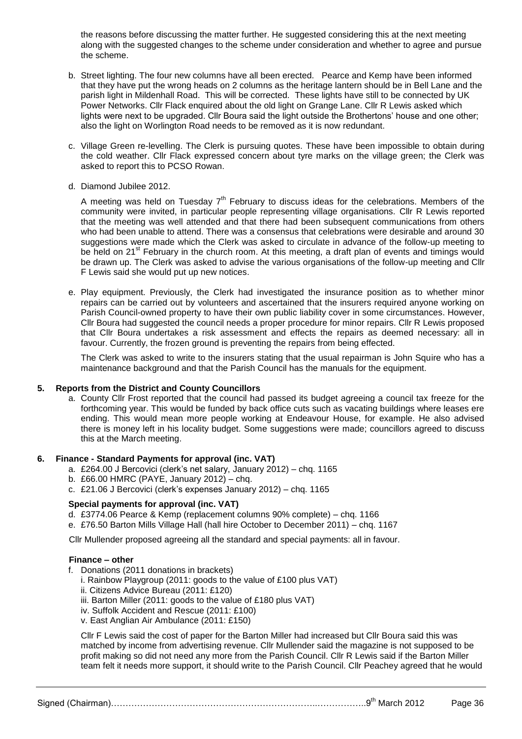the reasons before discussing the matter further. He suggested considering this at the next meeting along with the suggested changes to the scheme under consideration and whether to agree and pursue the scheme.

b. Street lighting. The four new columns have all been erected. Pearce and Kemp have been informed that they have put the wrong heads on 2 columns as the heritage lantern should be in Bell Lane and the parish light in Mildenhall Road. This will be corrected. These lights have still to be connected by UK Power Networks. Cllr Flack enquired about the old light on Grange Lane. Cllr R Lewis asked which lights were next to be upgraded. Cllr Boura said the light outside the Brothertons' house and one other; also the light on Worlington Road needs to be removed as it is now redundant.

c. Village Green re-levelling. The Clerk is pursuing quotes. These have been impossible to obtain during the cold weather. Cllr Flack expressed concern about tyre marks on the village green; the Clerk was asked to report this to PCSO Rowan.

d. Diamond Jubilee 2012.

   A meeting was held on Tuesday 7th February to discuss ideas for the celebrations. Members of the community were invited, in particular people representing village organisations. Cllr R Lewis reported that the meeting was well attended and that there had been subsequent communications from others who had been unable to attend. There was a consensus that celebrations were desirable and around 30 suggestions were made which the Clerk was asked to circulate in advance of the follow-up meeting to be held on 21st February in the church room. At this meeting, a draft plan of events and timings would be drawn up. The Clerk was asked to advise the various organisations of the follow-up meeting and Cllr F Lewis said she would put up new notices.

e. Play equipment. Previously, the Clerk had investigated the insurance position as to whether minor repairs can be carried out by volunteers and ascertained that the insurers required anyone working on Parish Council-owned property to have their own public liability cover in some circumstances. However, Cllr Boura had suggested the council needs a proper procedure for minor repairs. Cllr R Lewis proposed that Cllr Boura undertakes a risk assessment and effects the repairs as deemed necessary: all in favour. Currently, the frozen ground is preventing the repairs from being effected.

   The Clerk was asked to write to the insurers stating that the usual repairman is John Squire who has a maintenance background and that the Parish Council has the manuals for the equipment.

**5. Reports from the District and County Councillors**

a. County Cllr Frost reported that the council had passed its budget agreeing a council tax freeze for the forthcoming year. This would be funded by back office cuts such as vacating buildings where leases ere ending. This would mean more people working at Endeavour House, for example. He also advised there is money left in his locality budget. Some suggestions were made; councillors agreed to discuss this at the March meeting.

**6. Finance - Standard Payments for approval (inc. VAT)**

a. £264.00 J Bercovici (clerk's net salary, January 2012) – chq. 1165
b. £66.00 HMRC (PAYE, January 2012) – chq.
c. £21.06 J Bercovici (clerk's expenses January 2012) – chq. 1165

**Special payments for approval (inc. VAT)**

d. £3774.06 Pearce & Kemp (replacement columns 90% complete) – chq. 1166
e. £76.50 Barton Mills Village Hall (hall hire October to December 2011) – chq. 1167

Cllr Mullender proposed agreeing all the standard and special payments: all in favour.

**Finance – other**

f. Donations (2011 donations in brackets)
   i. Rainbow Playgroup (2011: goods to the value of £100 plus VAT)
   ii. Citizens Advice Bureau (2011: £120)
   iii. Barton Miller (2011: goods to the value of £180 plus VAT)
   iv. Suffolk Accident and Rescue (2011: £100)
   v. East Anglian Air Ambulance (2011: £150)

   Cllr F Lewis said the cost of paper for the Barton Miller had increased but Cllr Boura said this was matched by income from advertising revenue. Cllr Mullender said the magazine is not supposed to be profit making so did not need any more from the Parish Council. Cllr R Lewis said if the Barton Miller team felt it needs more support, it should write to the Parish Council. Cllr Peachey agreed that he would

Signed (Chairman)……………………………………………………………..……………..9th March 2012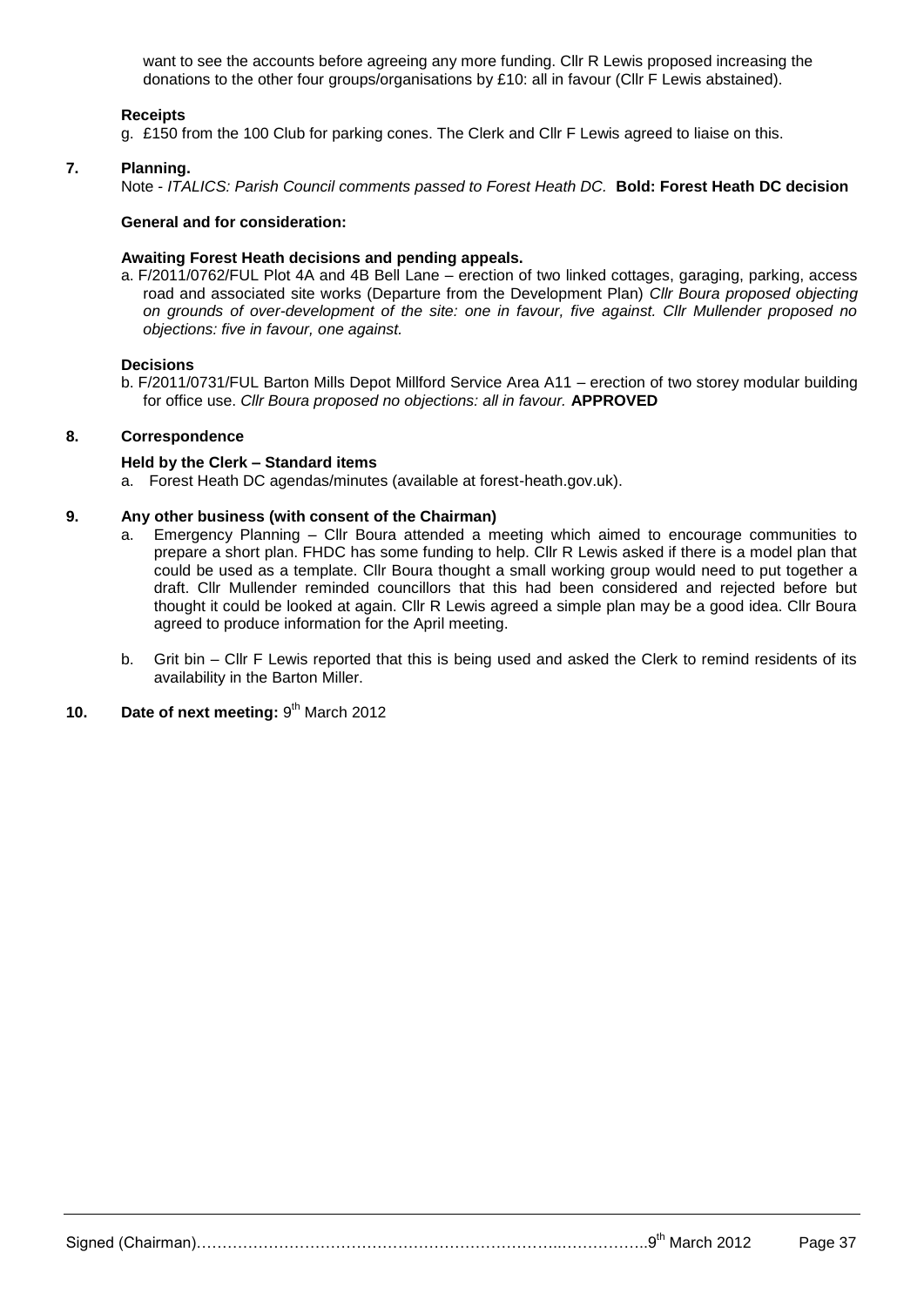want to see the accounts before agreeing any more funding. Cllr R Lewis proposed increasing the donations to the other four groups/organisations by £10: all in favour (Cllr F Lewis abstained).

**Receipts**

g. £150 from the 100 Club for parking cones. The Clerk and Cllr F Lewis agreed to liaise on this.

**7. Planning.**

Note - *ITALICS: Parish Council comments passed to Forest Heath DC.* **Bold: Forest Heath DC decision**

**General and for consideration:**

**Awaiting Forest Heath decisions and pending appeals.**

a. F/2011/0762/FUL Plot 4A and 4B Bell Lane – erection of two linked cottages, garaging, parking, access road and associated site works (Departure from the Development Plan) *Cllr Boura proposed objecting on grounds of over-development of the site: one in favour, five against. Cllr Mullender proposed no objections: five in favour, one against.*

**Decisions**

b. F/2011/0731/FUL Barton Mills Depot Millford Service Area A11 – erection of two storey modular building for office use. *Cllr Boura proposed no objections: all in favour.* **APPROVED**

**8. Correspondence**

**Held by the Clerk – Standard items**

a. Forest Heath DC agendas/minutes (available at forest-heath.gov.uk).

**9. Any other business (with consent of the Chairman)**

a. Emergency Planning – Cllr Boura attended a meeting which aimed to encourage communities to prepare a short plan. FHDC has some funding to help. Cllr R Lewis asked if there is a model plan that could be used as a template. Cllr Boura thought a small working group would need to put together a draft. Cllr Mullender reminded councillors that this had been considered and rejected before but thought it could be looked at again. Cllr R Lewis agreed a simple plan may be a good idea. Cllr Boura agreed to produce information for the April meeting.

b. Grit bin – Cllr F Lewis reported that this is being used and asked the Clerk to remind residents of its availability in the Barton Miller.

**10. Date of next meeting:** 9th March 2012

Signed (Chairman)……………………………………………………………..……………..9th March 2012